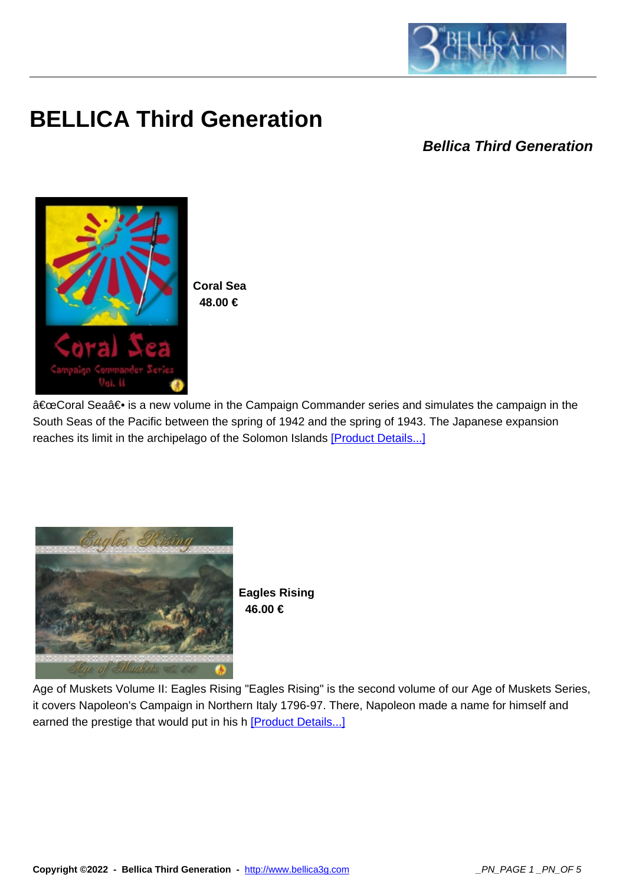# BELLICA Third Generation

***Bellica Third Generation***

**Coral Sea**
**48.00 €**

â€œCoral Seaâ€• is a new volume in the Campaign Commander series and simulates the campaign in the South Seas of the Pacific between the spring of 1942 and the spring of 1943. The Japanese expansion reaches its limit in the archipelago of the Solomon Islands [Product Details...]

**Eagles Rising**
**46.00 €**

Age of Muskets Volume II: Eagles Rising "Eagles Rising" is the second volume of our Age of Muskets Series, it covers Napoleon's Campaign in Northern Italy 1796-97. There, Napoleon made a name for himself and earned the prestige that would put in his h [Product Details...]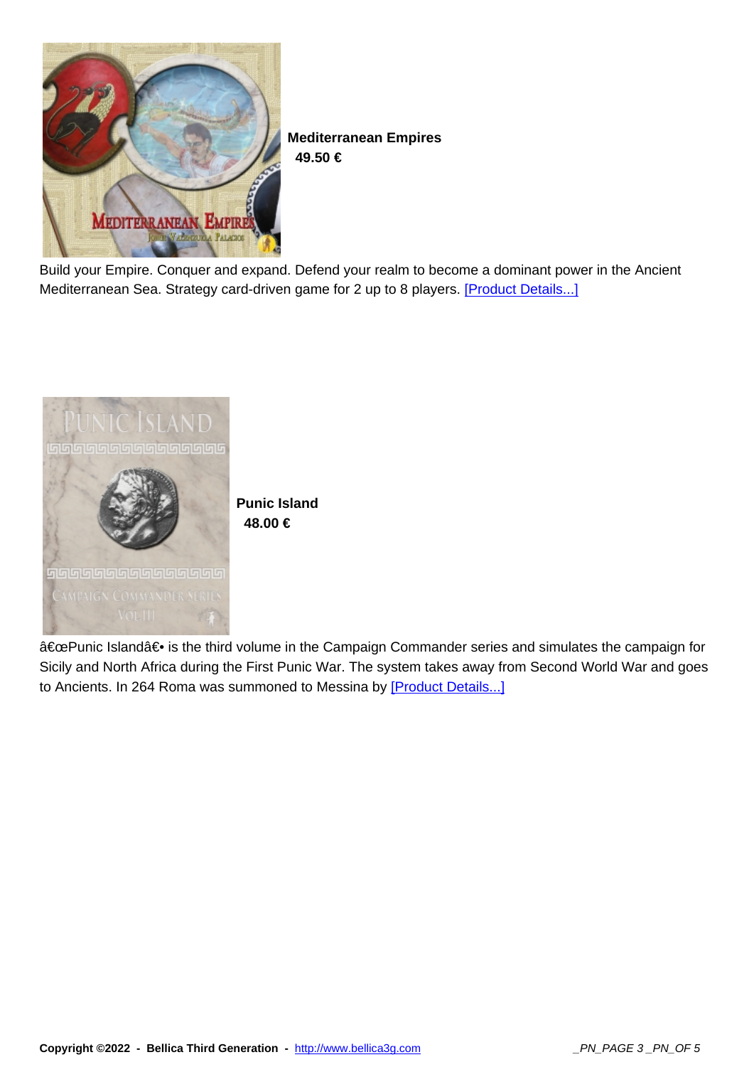**Mediterranean Empires**

**49.50 €**

Build your Empire. Conquer and expand. Defend your realm to become a dominant power in the Ancient Mediterranean Sea. Strategy card-driven game for 2 up to 8 players. [Product Details...]

**Punic Island**

**48.00 €**

â€œPunic Islandâ€• is the third volume in the Campaign Commander series and simulates the campaign for Sicily and North Africa during the First Punic War. The system takes away from Second World War and goes to Ancients. In 264 Roma was summoned to Messina by [Product Details...]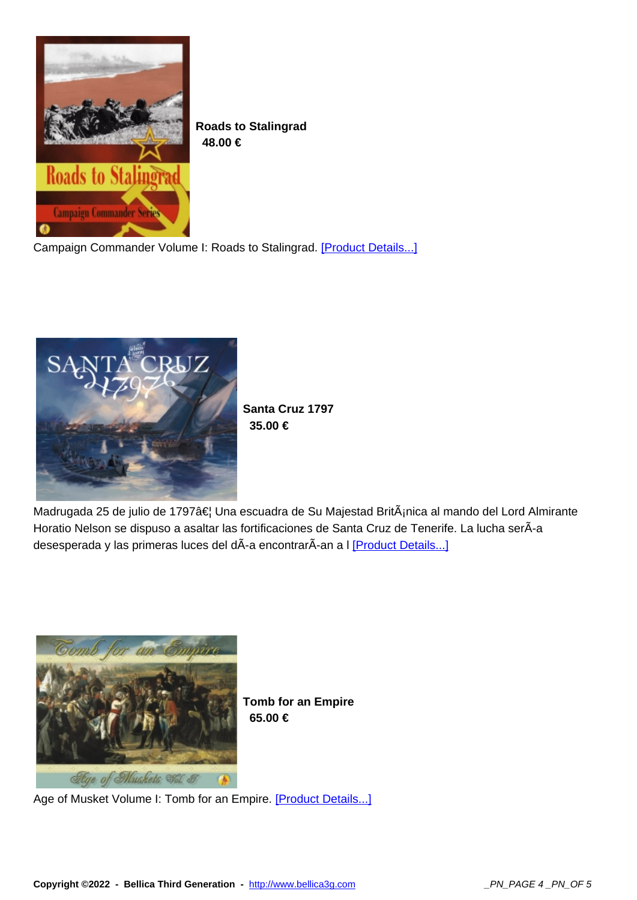**Roads to Stalingrad**
**48.00 €**

Campaign Commander Volume I: Roads to Stalingrad. [Product Details...]

**Santa Cruz 1797**
**35.00 €**

Madrugada 25 de julio de 1797â€¦ Una escuadra de Su Majestad BritÃ¡nica al mando del Lord Almirante Horatio Nelson se dispuso a asaltar las fortificaciones de Santa Cruz de Tenerife. La lucha serÃ­a desesperada y las primeras luces del dÃ­a encontrarÃ­an a l [Product Details...]

**Tomb for an Empire**
**65.00 €**

Age of Musket Volume I: Tomb for an Empire. [Product Details...]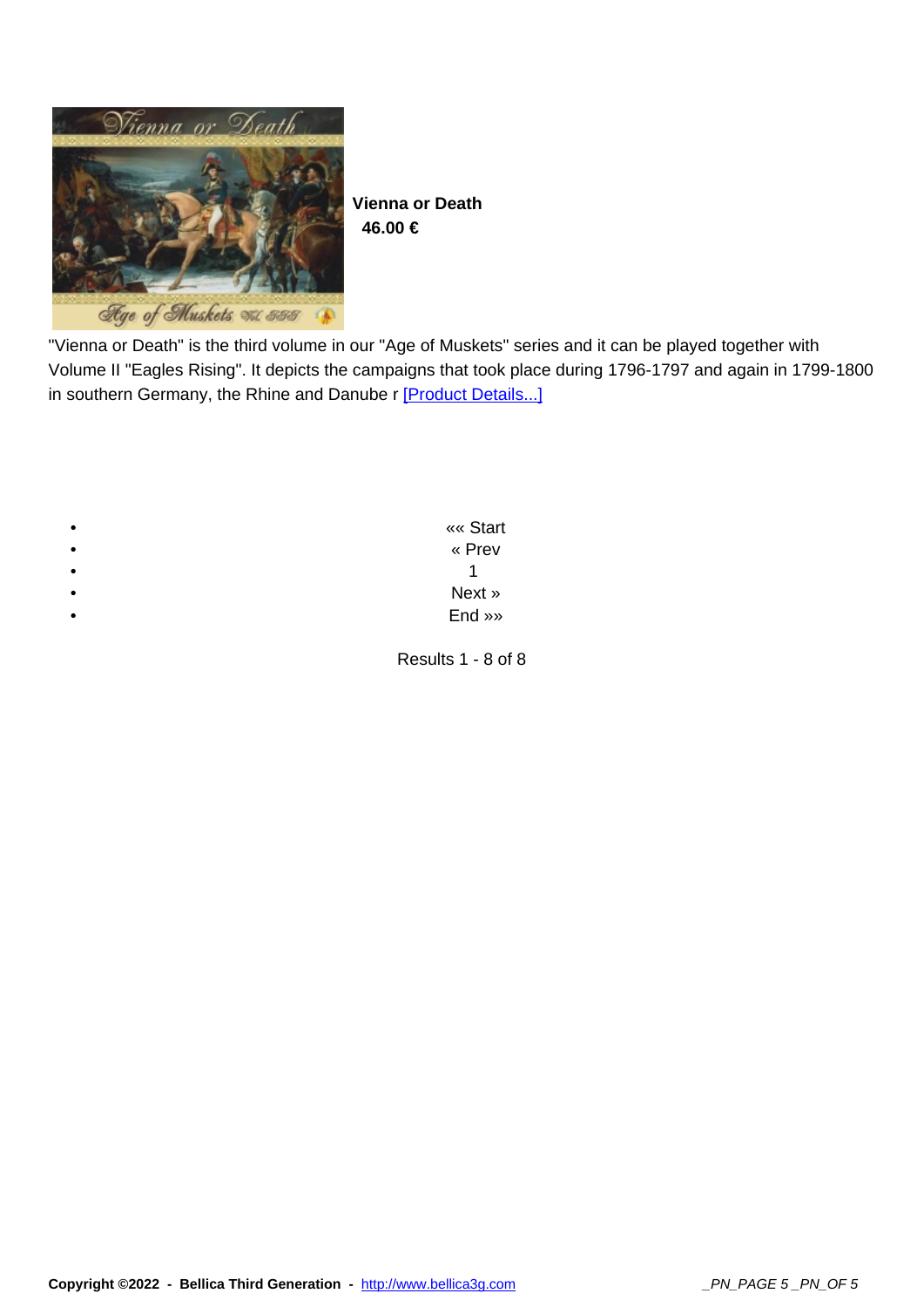**Vienna or Death**

**46.00 €**

"Vienna or Death" is the third volume in our "Age of Muskets" series and it can be played together with Volume II "Eagles Rising". It depicts the campaigns that took place during 1796-1797 and again in 1799-1800 in southern Germany, the Rhine and Danube r [Product Details...]

- «« Start
- « Prev
- 1
- Next »
- End »»

Results 1 - 8 of 8